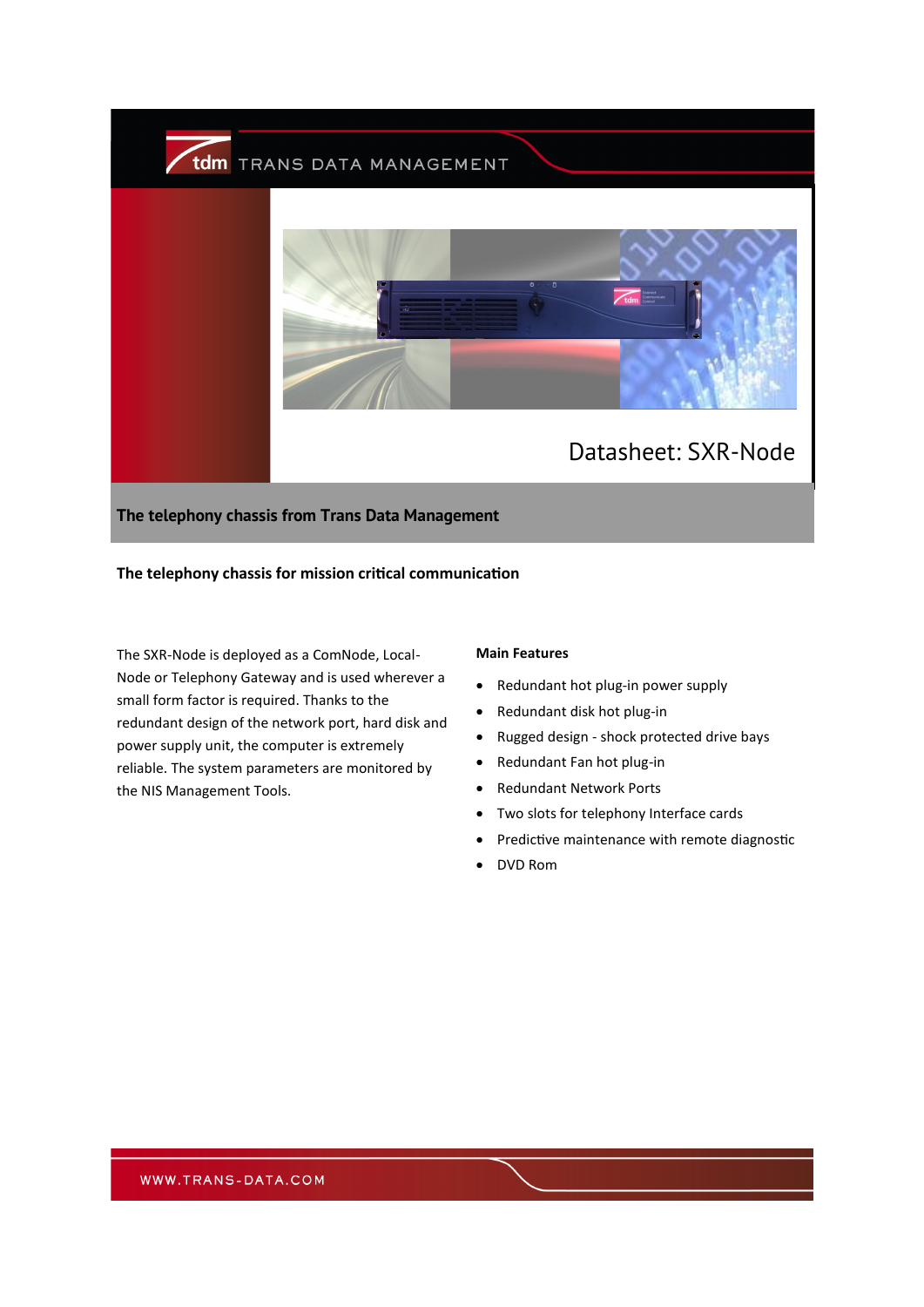tdm TRANS DATA MANAGEMENT

# Datasheet: SXR-Node

## The telephony chassis from Trans Data Management

### The telephony chassis for mission critical communication

The SXR-Node is deployed as a ComNode, Local-Node or Telephony Gateway and is used wherever a small form factor is required. Thanks to the redundant design of the network port, hard disk and power supply unit, the computer is extremely reliable. The system parameters are monitored by the NIS Management Tools.

**Main Features**

- Redundant hot plug-in power supply
- Redundant disk hot plug-in
- Rugged design - shock protected drive bays
- Redundant Fan hot plug-in
- Redundant Network Ports
- Two slots for telephony Interface cards
- Predictive maintenance with remote diagnostic
- DVD Rom

WWW.TRANS-DATA.COM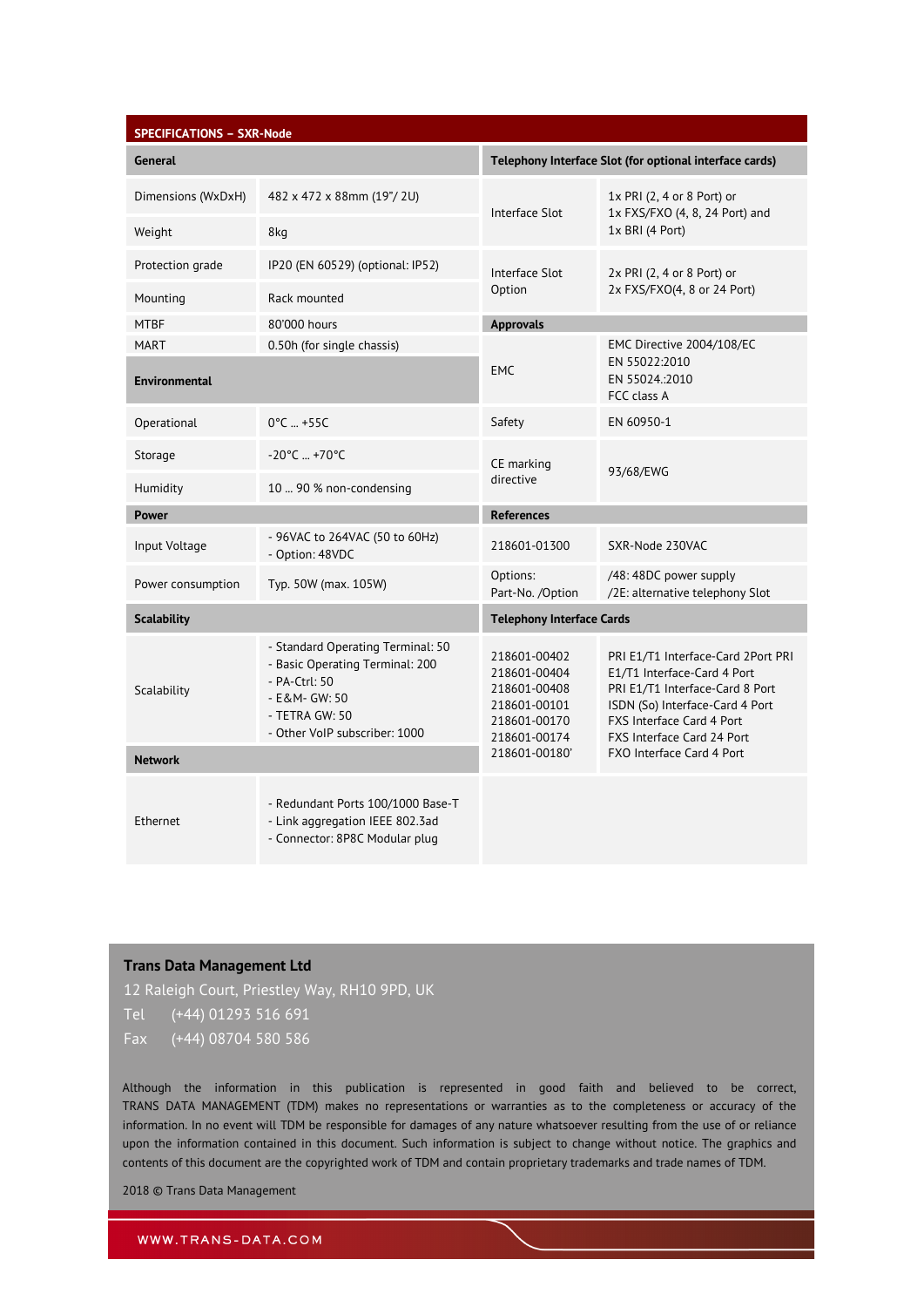## SPECIFICATIONS – SXR-Node

| General | |
|---|---|
| Dimensions (WxDxH) | 482 x 472 x 88mm (19"/ 2U) |
| Weight | 8kg |
| Protection grade | IP20 (EN 60529) (optional: IP52) |
| Mounting | Rack mounted |
| MTBF | 80'000 hours |
| MART | 0.50h (for single chassis) |
| **Environmental** | |
| Operational | 0°C ... +55C |
| Storage | -20°C ... +70°C |
| Humidity | 10 ... 90 % non-condensing |
| **Power** | |
| Input Voltage | - 96VAC to 264VAC (50 to 60Hz)<br>- Option: 48VDC |
| Power consumption | Typ. 50W (max. 105W) |
| **Scalability** | |
| Scalability | - Standard Operating Terminal: 50<br>- Basic Operating Terminal: 200<br>- PA-Ctrl: 50<br>- E&M- GW: 50<br>- TETRA GW: 50<br>- Other VoIP subscriber: 1000 |
| **Network** | |
| Ethernet | - Redundant Ports 100/1000 Base-T<br>- Link aggregation IEEE 802.3ad<br>- Connector: 8P8C Modular plug |

| Telephony Interface Slot (for optional interface cards) | |
|---|---|
| Interface Slot | 1x PRI (2, 4 or 8 Port) or<br>1x FXS/FXO (4, 8, 24 Port) and<br>1x BRI (4 Port) |
| Interface Slot Option | 2x PRI (2, 4 or 8 Port) or<br>2x FXS/FXO(4, 8 or 24 Port) |
| **Approvals** | |
| EMC | EMC Directive 2004/108/EC<br>EN 55022:2010<br>EN 55024.:2010<br>FCC class A |
| Safety | EN 60950-1 |
| CE marking directive | 93/68/EWG |
| **References** | |
| 218601-01300 | SXR-Node 230VAC |
| Options:<br>Part-No. /Option | /48: 48DC power supply<br>/2E: alternative telephony Slot |
| **Telephony Interface Cards** | |
| 218601-00402 | PRI E1/T1 Interface-Card 2Port PRI |
| 218601-00404 | E1/T1 Interface-Card 4 Port |
| 218601-00408 | PRI E1/T1 Interface-Card 8 Port |
| 218601-00101 | ISDN (So) Interface-Card 4 Port |
| 218601-00170 | FXS Interface Card 4 Port |
| 218601-00174 | FXS Interface Card 24 Port |
| 218601-00180' | FXO Interface Card 4 Port |

**Trans Data Management Ltd**

12 Raleigh Court, Priestley Way, RH10 9PD, UK

Tel (+44) 01293 516 691

Fax (+44) 08704 580 586

Although the information in this publication is represented in good faith and believed to be correct, TRANS DATA MANAGEMENT (TDM) makes no representations or warranties as to the completeness or accuracy of the information. In no event will TDM be responsible for damages of any nature whatsoever resulting from the use of or reliance upon the information contained in this document. Such information is subject to change without notice. The graphics and contents of this document are the copyrighted work of TDM and contain proprietary trademarks and trade names of TDM.

2018 © Trans Data Management

WWW.TRANS-DATA.COM